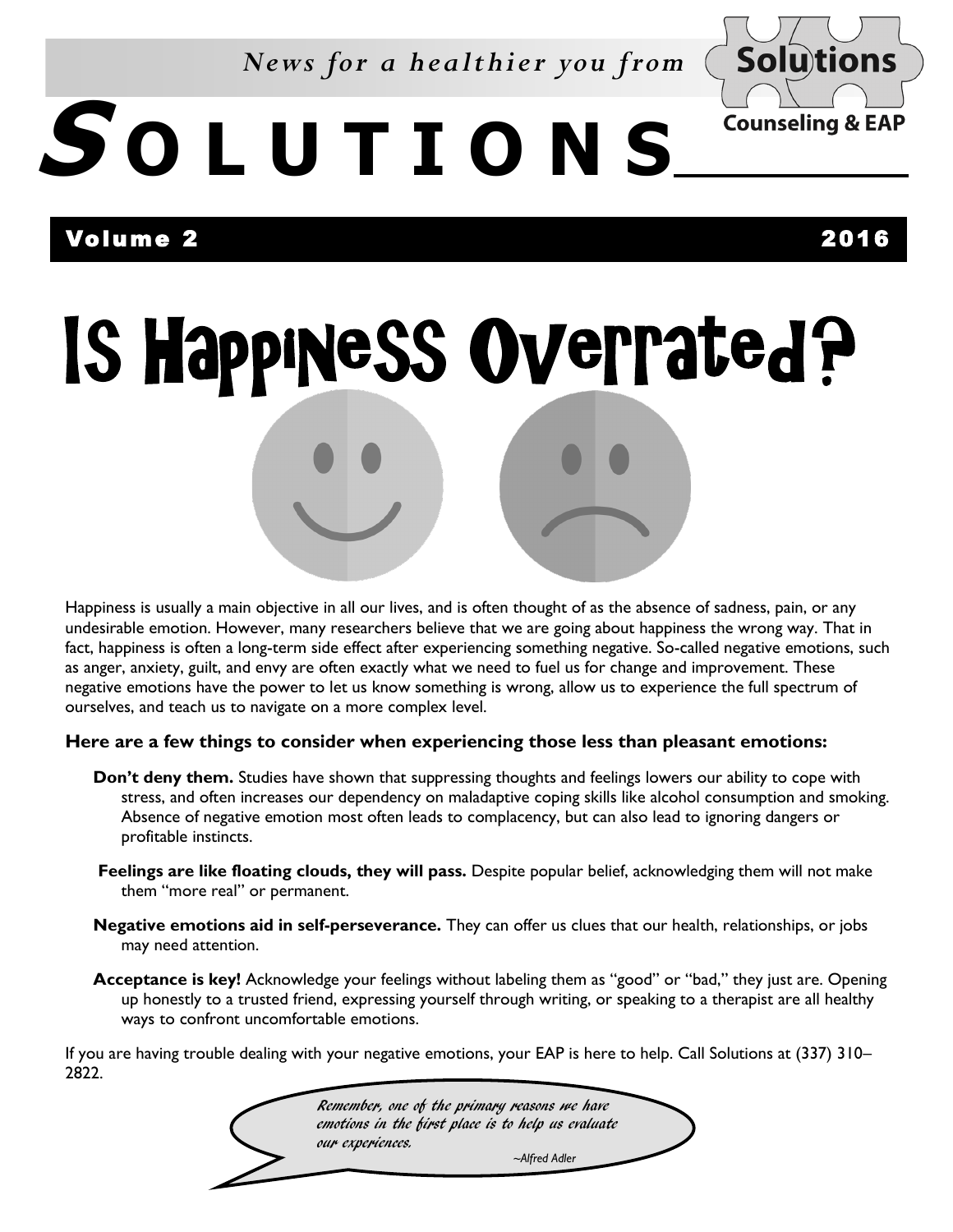*News for a healthier you from* **Solutions Counseling & EAP**

# SOLUTIONS

**Volume 2 2016**

# Is Happiness Overrated?

Happiness is usually a main objective in all our lives, and is often thought of as the absence of sadness, pain, or any undesirable emotion. However, many researchers believe that we are going about happiness the wrong way. That in fact, happiness is often a long-term side effect after experiencing something negative. So-called negative emotions, such as anger, anxiety, guilt, and envy are often exactly what we need to fuel us for change and improvement. These negative emotions have the power to let us know something is wrong, allow us to experience the full spectrum of ourselves, and teach us to navigate on a more complex level.

**Here are a few things to consider when experiencing those less than pleasant emotions:**

**Don't deny them.** Studies have shown that suppressing thoughts and feelings lowers our ability to cope with stress, and often increases our dependency on maladaptive coping skills like alcohol consumption and smoking. Absence of negative emotion most often leads to complacency, but can also lead to ignoring dangers or profitable instincts.

**Feelings are like floating clouds, they will pass.** Despite popular belief, acknowledging them will not make them "more real" or permanent.

**Negative emotions aid in self-perseverance.** They can offer us clues that our health, relationships, or jobs may need attention.

**Acceptance is key!** Acknowledge your feelings without labeling them as "good" or "bad," they just are. Opening up honestly to a trusted friend, expressing yourself through writing, or speaking to a therapist are all healthy ways to confront uncomfortable emotions.

If you are having trouble dealing with your negative emotions, your EAP is here to help. Call Solutions at (337) 310–2822.

> *Remember, one of the primary reasons we have emotions in the first place is to help us evaluate our experiences.*
>
> *~Alfred Adler*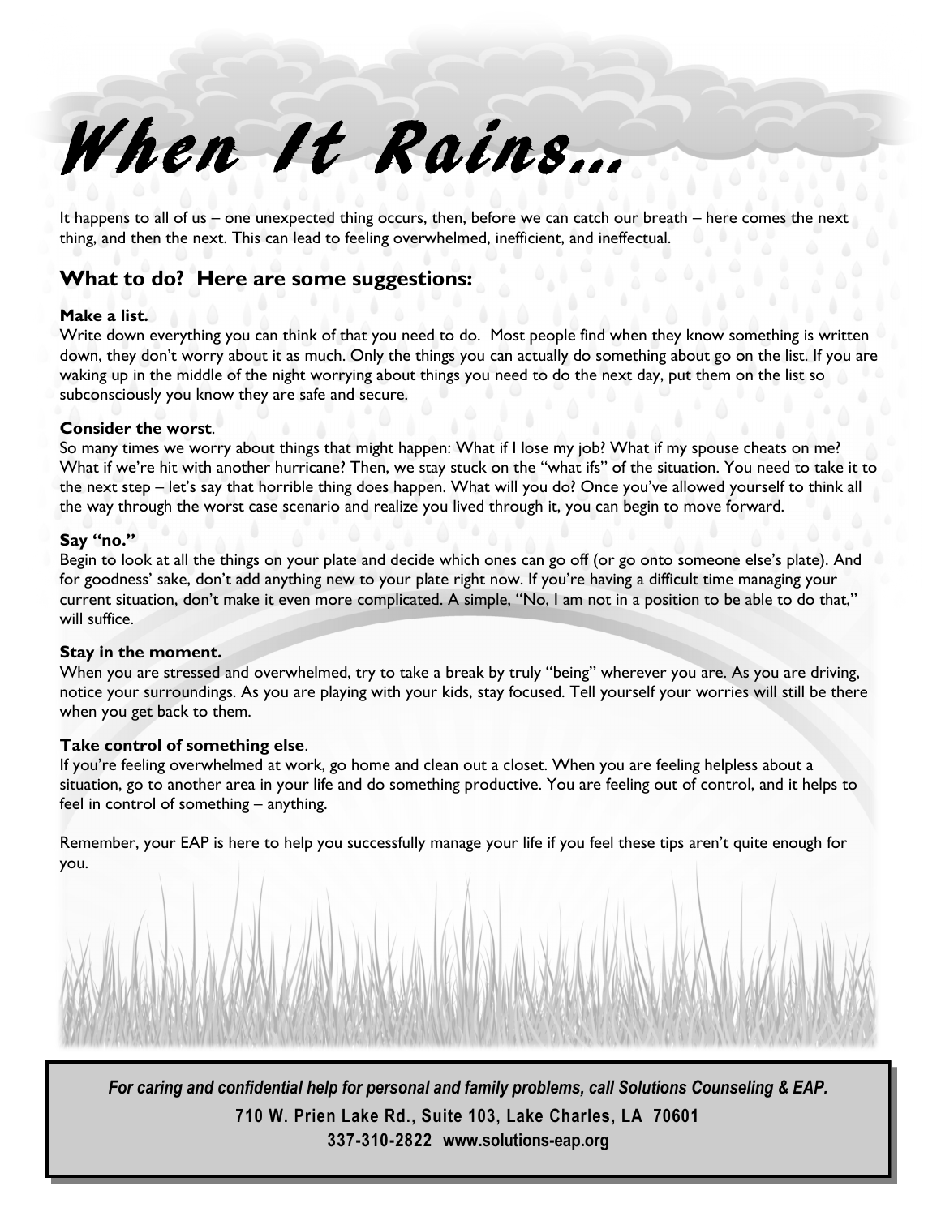# When It Rains...

It happens to all of us – one unexpected thing occurs, then, before we can catch our breath – here comes the next thing, and then the next. This can lead to feeling overwhelmed, inefficient, and ineffectual.

## What to do? Here are some suggestions:

**Make a list.**
Write down everything you can think of that you need to do. Most people find when they know something is written down, they don't worry about it as much. Only the things you can actually do something about go on the list. If you are waking up in the middle of the night worrying about things you need to do the next day, put them on the list so subconsciously you know they are safe and secure.

**Consider the worst**.
So many times we worry about things that might happen: What if I lose my job? What if my spouse cheats on me? What if we're hit with another hurricane? Then, we stay stuck on the "what ifs" of the situation. You need to take it to the next step – let's say that horrible thing does happen. What will you do? Once you've allowed yourself to think all the way through the worst case scenario and realize you lived through it, you can begin to move forward.

**Say "no."**
Begin to look at all the things on your plate and decide which ones can go off (or go onto someone else's plate). And for goodness' sake, don't add anything new to your plate right now. If you're having a difficult time managing your current situation, don't make it even more complicated. A simple, "No, I am not in a position to be able to do that," will suffice.

**Stay in the moment.**
When you are stressed and overwhelmed, try to take a break by truly "being" wherever you are. As you are driving, notice your surroundings. As you are playing with your kids, stay focused. Tell yourself your worries will still be there when you get back to them.

**Take control of something else**.
If you're feeling overwhelmed at work, go home and clean out a closet. When you are feeling helpless about a situation, go to another area in your life and do something productive. You are feeling out of control, and it helps to feel in control of something – anything.

Remember, your EAP is here to help you successfully manage your life if you feel these tips aren't quite enough for you.

*For caring and confidential help for personal and family problems, call Solutions Counseling & EAP.*

**710 W. Prien Lake Rd., Suite 103, Lake Charles, LA 70601**

**337-310-2822 www.solutions-eap.org**